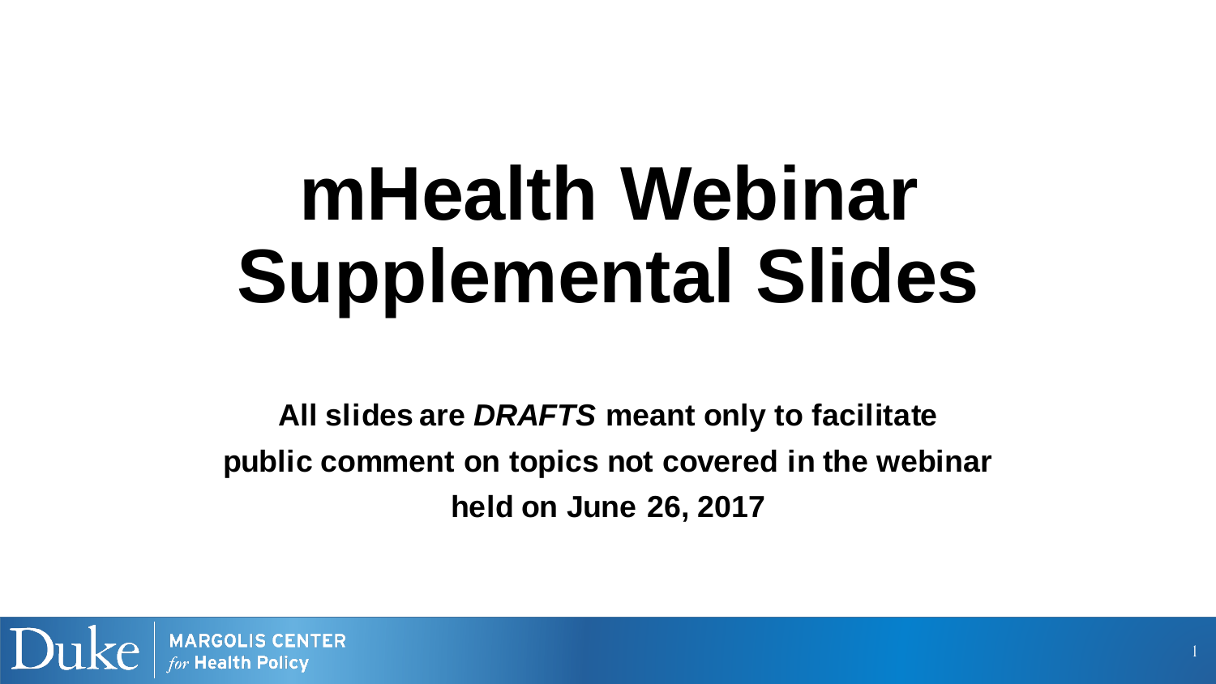# mHealth Webinar Supplemental Slides

**All slides are *DRAFTS* meant only to facilitate public comment on topics not covered in the webinar held on June 26, 2017**

Duke MARGOLIS CENTER *for* Health Policy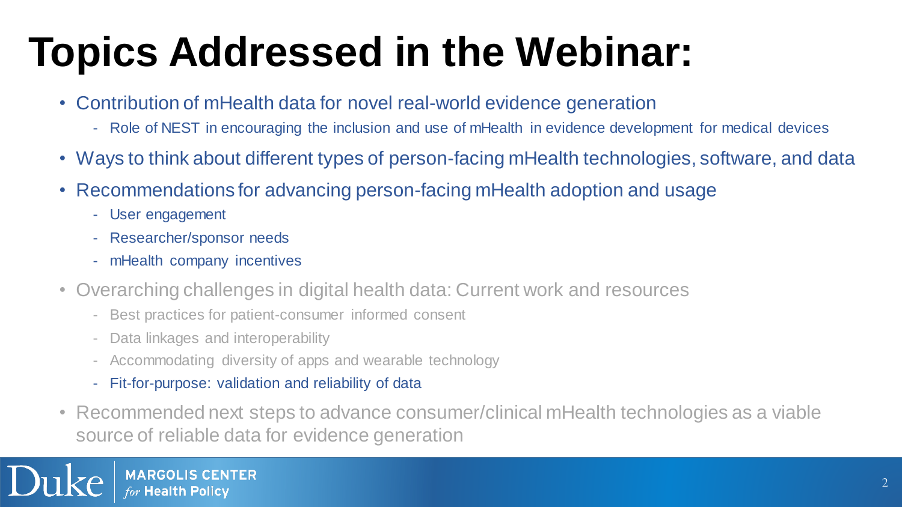# Topics Addressed in the Webinar:

- Contribution of mHealth data for novel real-world evidence generation
  - Role of NEST in encouraging the inclusion and use of mHealth in evidence development for medical devices
- Ways to think about different types of person-facing mHealth technologies, software, and data
- Recommendations for advancing person-facing mHealth adoption and usage
  - User engagement
  - Researcher/sponsor needs
  - mHealth company incentives
- Overarching challenges in digital health data: Current work and resources
  - Best practices for patient-consumer informed consent
  - Data linkages and interoperability
  - Accommodating diversity of apps and wearable technology
  - Fit-for-purpose: validation and reliability of data
- Recommended next steps to advance consumer/clinical mHealth technologies as a viable source of reliable data for evidence generation

Duke | MARGOLIS CENTER *for* Health Policy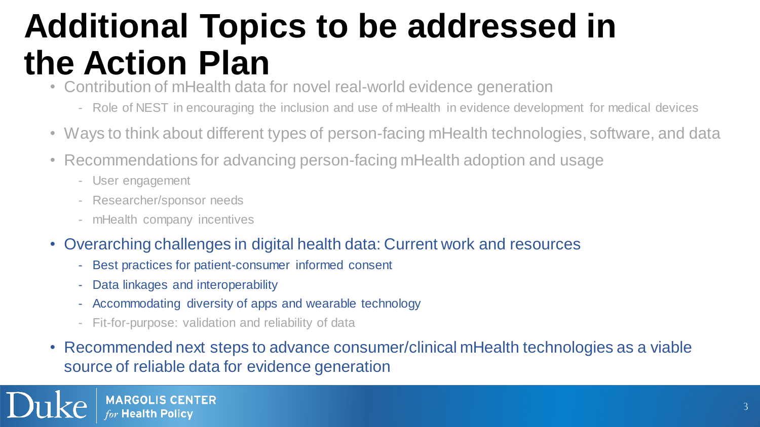# Additional Topics to be addressed in the Action Plan

- Contribution of mHealth data for novel real-world evidence generation
  - Role of NEST in encouraging the inclusion and use of mHealth in evidence development for medical devices
- Ways to think about different types of person-facing mHealth technologies, software, and data
- Recommendations for advancing person-facing mHealth adoption and usage
  - User engagement
  - Researcher/sponsor needs
  - mHealth company incentives
- Overarching challenges in digital health data: Current work and resources
  - Best practices for patient-consumer informed consent
  - Data linkages and interoperability
  - Accommodating diversity of apps and wearable technology
  - Fit-for-purpose: validation and reliability of data
- Recommended next steps to advance consumer/clinical mHealth technologies as a viable source of reliable data for evidence generation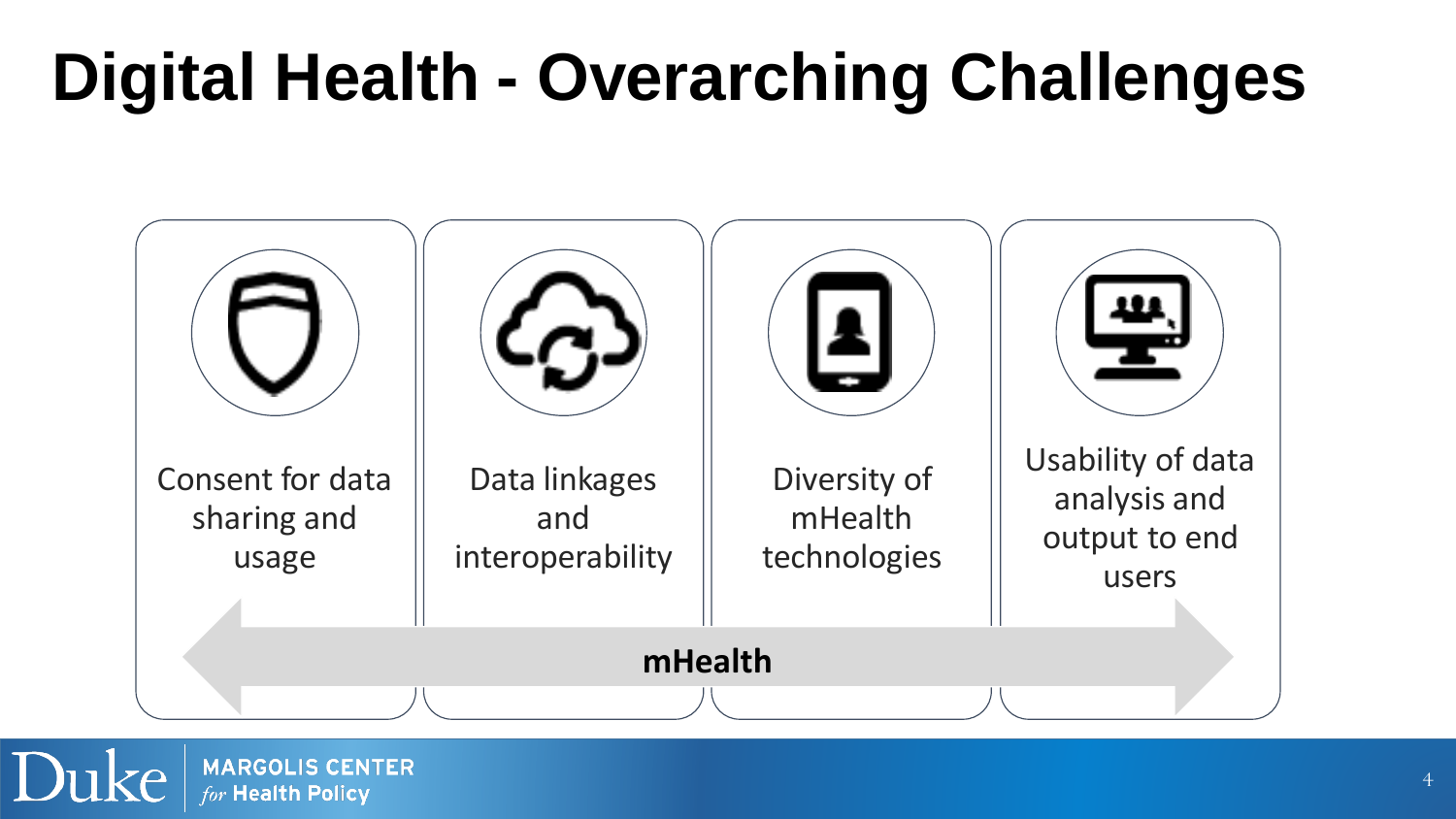# Digital Health - Overarching Challenges

- Consent for data sharing and usage
- Data linkages and interoperability
- Diversity of mHealth technologies
- Usability of data analysis and output to end users

**mHealth**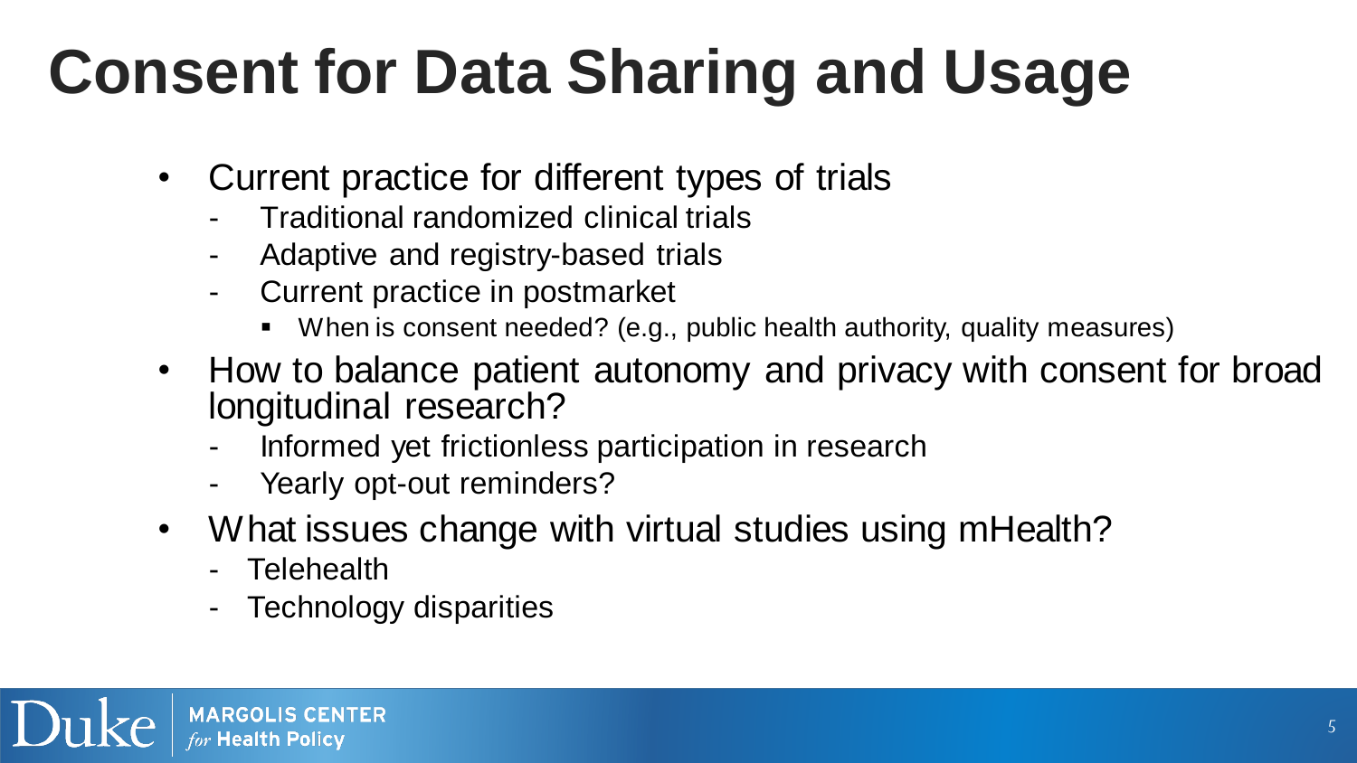# Consent for Data Sharing and Usage

- Current practice for different types of trials
  - Traditional randomized clinical trials
  - Adaptive and registry-based trials
  - Current practice in postmarket
    - When is consent needed? (e.g., public health authority, quality measures)
- How to balance patient autonomy and privacy with consent for broad longitudinal research?
  - Informed yet frictionless participation in research
  - Yearly opt-out reminders?
- What issues change with virtual studies using mHealth?
  - Telehealth
  - Technology disparities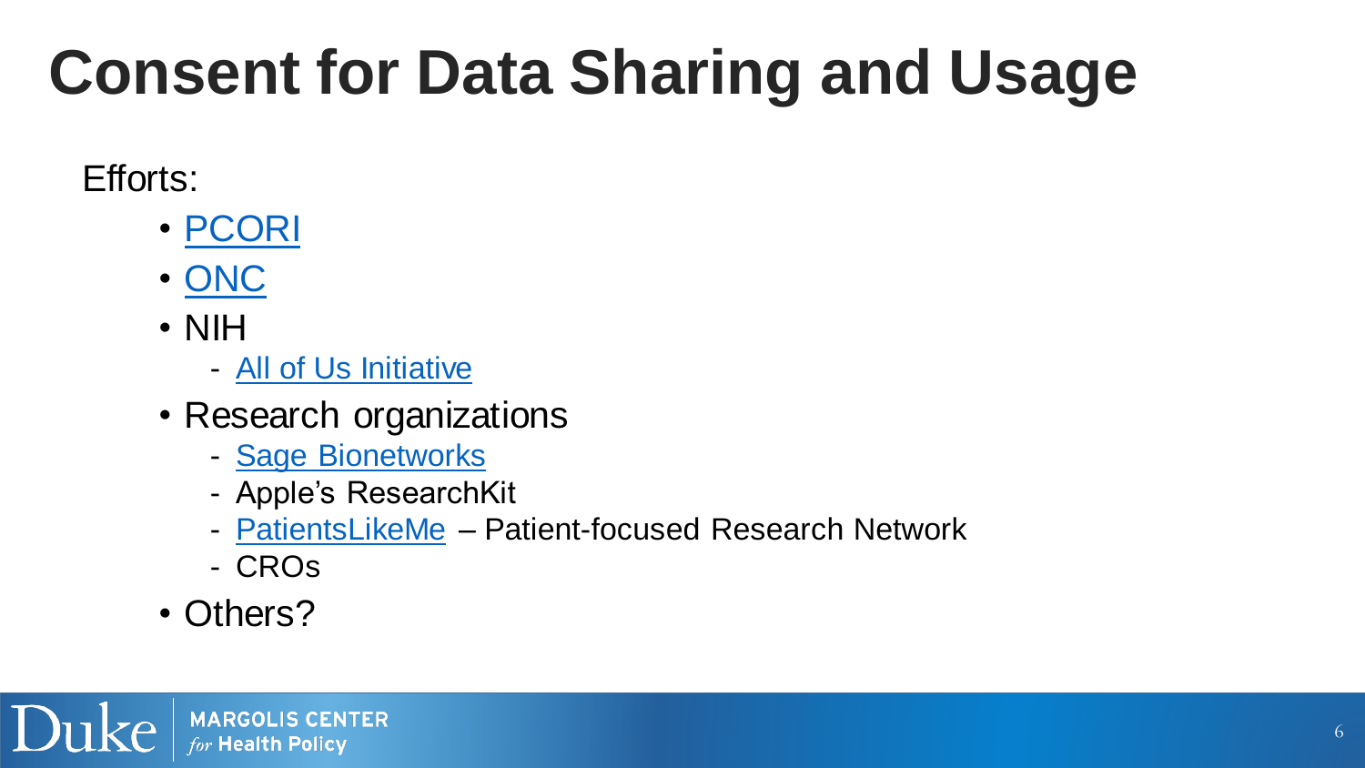# Consent for Data Sharing and Usage

Efforts:

- PCORI
- ONC
- NIH
  - All of Us Initiative
- Research organizations
  - Sage Bionetworks
  - Apple's ResearchKit
  - PatientsLikeMe – Patient-focused Research Network
  - CROs
- Others?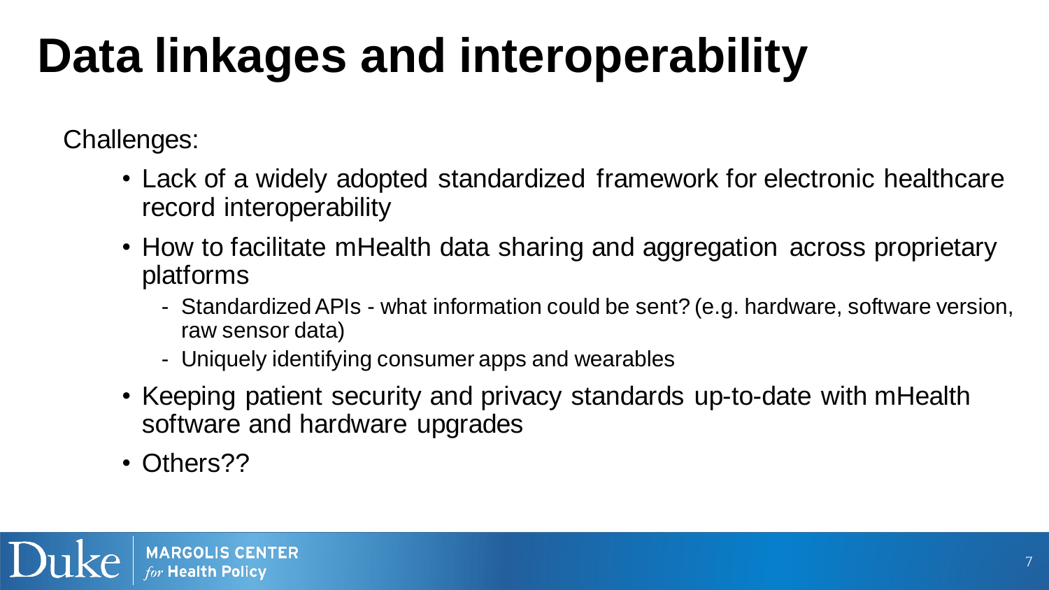# Data linkages and interoperability

Challenges:

- Lack of a widely adopted standardized framework for electronic healthcare record interoperability
- How to facilitate mHealth data sharing and aggregation across proprietary platforms
  - Standardized APIs - what information could be sent? (e.g. hardware, software version, raw sensor data)
  - Uniquely identifying consumer apps and wearables
- Keeping patient security and privacy standards up-to-date with mHealth software and hardware upgrades
- Others??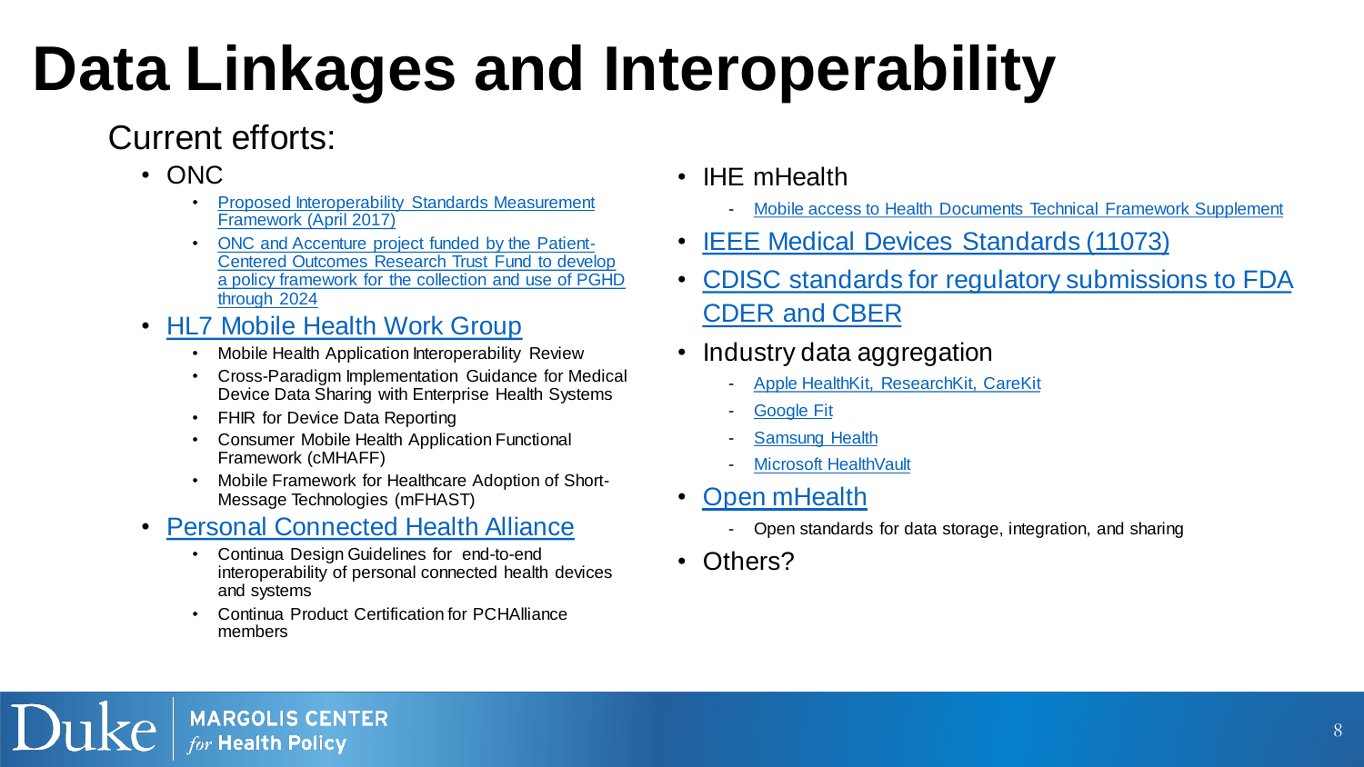# Data Linkages and Interoperability

Current efforts:

- ONC
  - Proposed Interoperability Standards Measurement Framework (April 2017)
  - ONC and Accenture project funded by the Patient-Centered Outcomes Research Trust Fund to develop a policy framework for the collection and use of PGHD through 2024
- HL7 Mobile Health Work Group
  - Mobile Health Application Interoperability Review
  - Cross-Paradigm Implementation Guidance for Medical Device Data Sharing with Enterprise Health Systems
  - FHIR for Device Data Reporting
  - Consumer Mobile Health Application Functional Framework (cMHAFF)
  - Mobile Framework for Healthcare Adoption of Short-Message Technologies (mFHAST)
- Personal Connected Health Alliance
  - Continua Design Guidelines for end-to-end interoperability of personal connected health devices and systems
  - Continua Product Certification for PCHAlliance members
- IHE mHealth
  - Mobile access to Health Documents Technical Framework Supplement
- IEEE Medical Devices Standards (11073)
- CDISC standards for regulatory submissions to FDA CDER and CBER
- Industry data aggregation
  - Apple HealthKit, ResearchKit, CareKit
  - Google Fit
  - Samsung Health
  - Microsoft HealthVault
- Open mHealth
  - Open standards for data storage, integration, and sharing
- Others?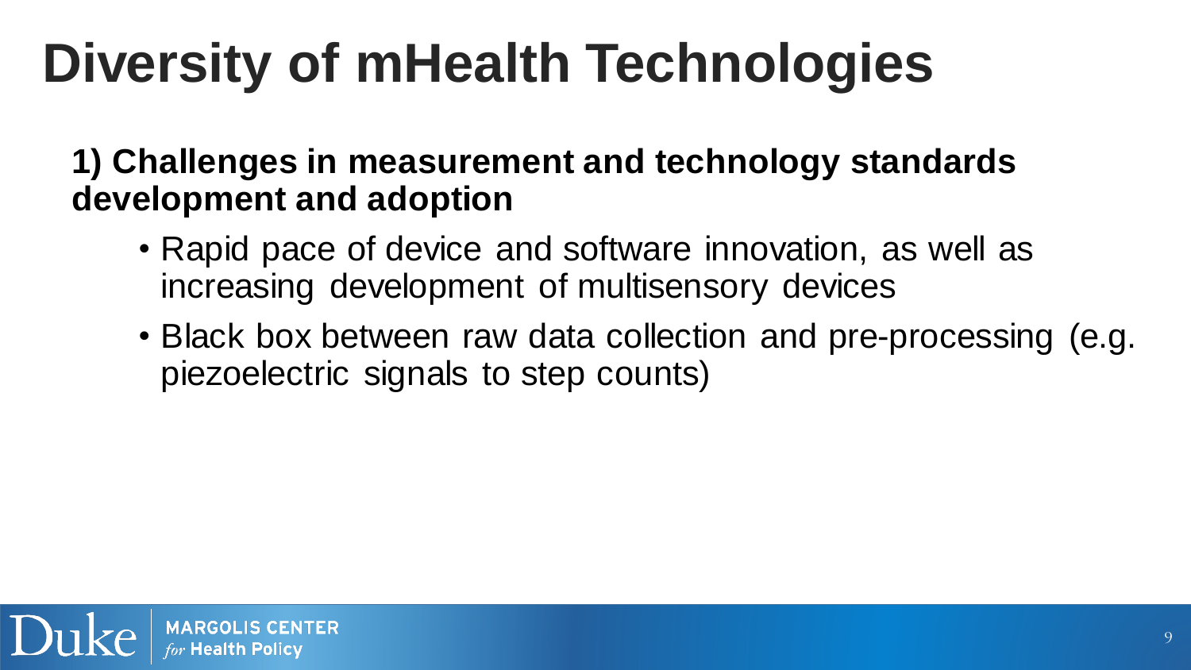# Diversity of mHealth Technologies

**1) Challenges in measurement and technology standards development and adoption**

- Rapid pace of device and software innovation, as well as increasing development of multisensory devices
- Black box between raw data collection and pre-processing (e.g. piezoelectric signals to step counts)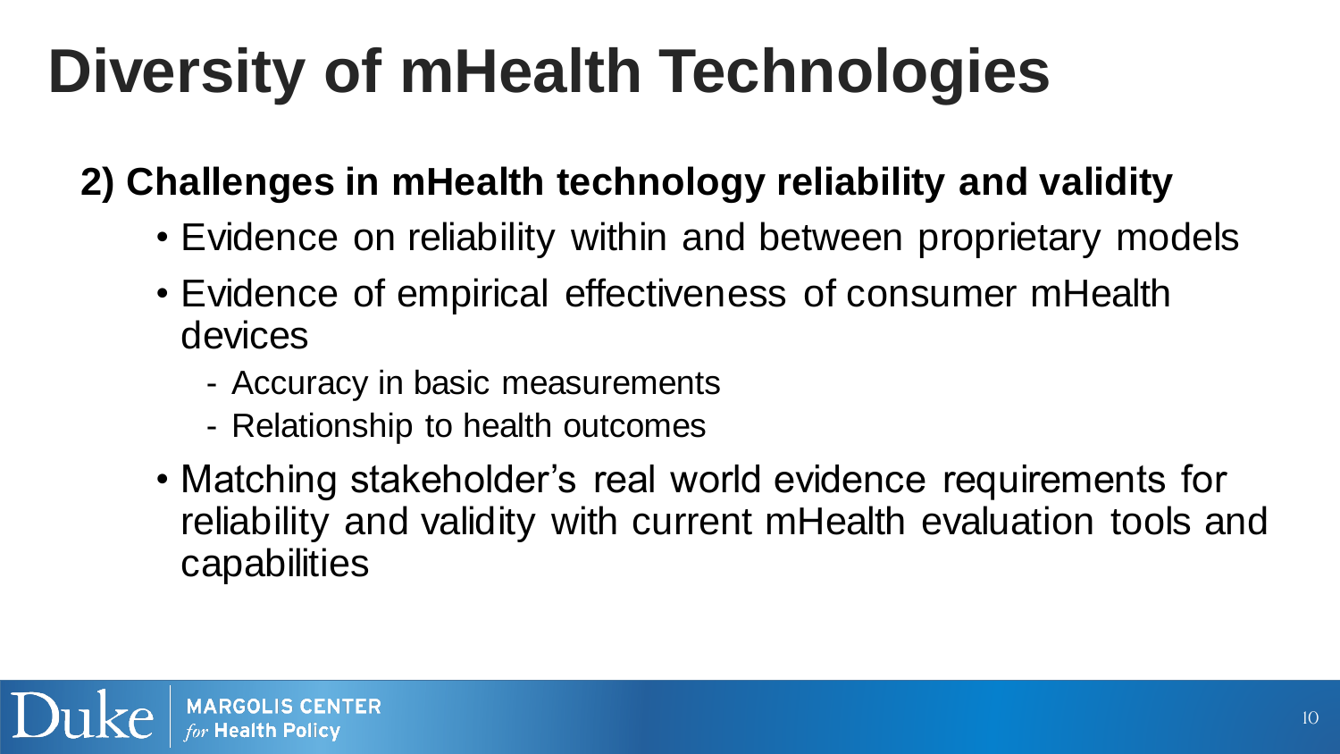# Diversity of mHealth Technologies

## 2) Challenges in mHealth technology reliability and validity

- Evidence on reliability within and between proprietary models
- Evidence of empirical effectiveness of consumer mHealth devices
  - Accuracy in basic measurements
  - Relationship to health outcomes
- Matching stakeholder's real world evidence requirements for reliability and validity with current mHealth evaluation tools and capabilities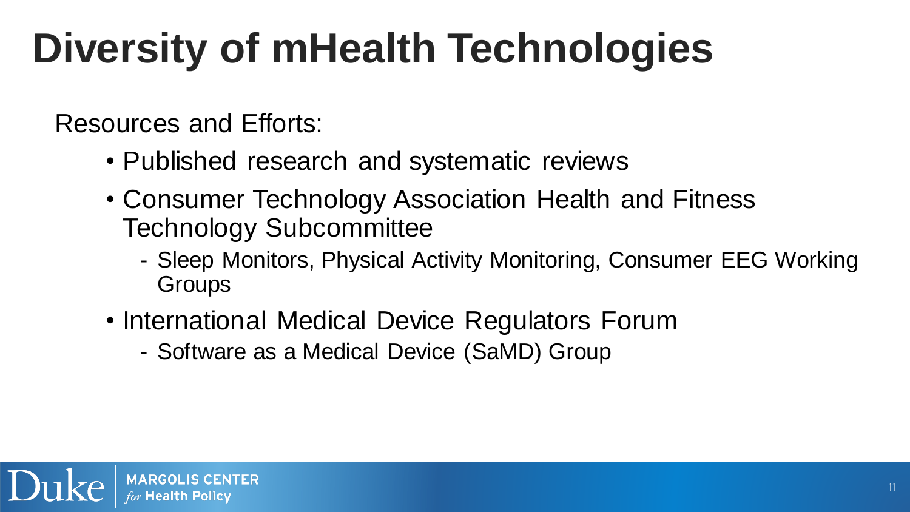# Diversity of mHealth Technologies

Resources and Efforts:

- Published research and systematic reviews
- Consumer Technology Association Health and Fitness Technology Subcommittee
  - Sleep Monitors, Physical Activity Monitoring, Consumer EEG Working Groups
- International Medical Device Regulators Forum
  - Software as a Medical Device (SaMD) Group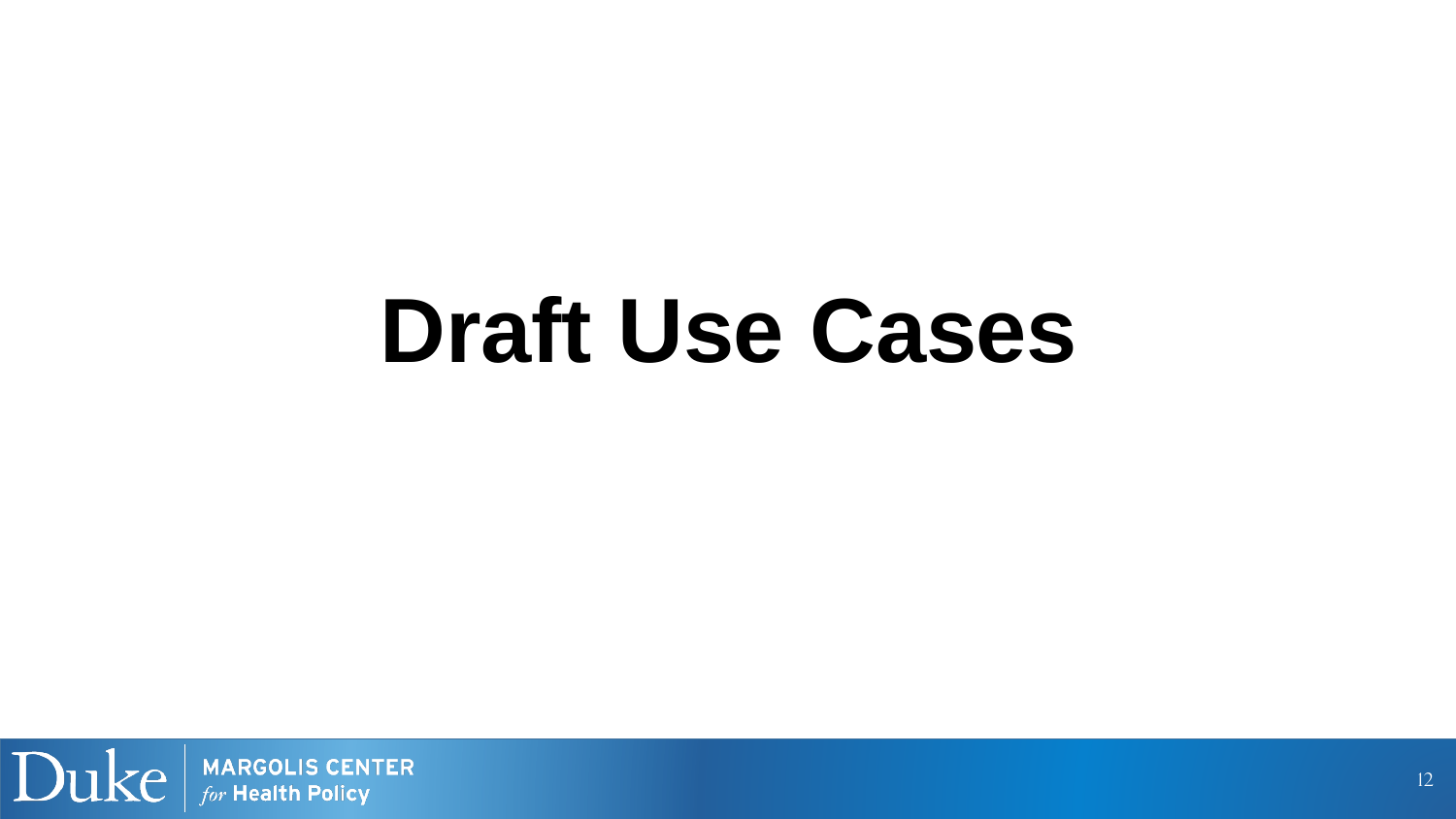# Draft Use Cases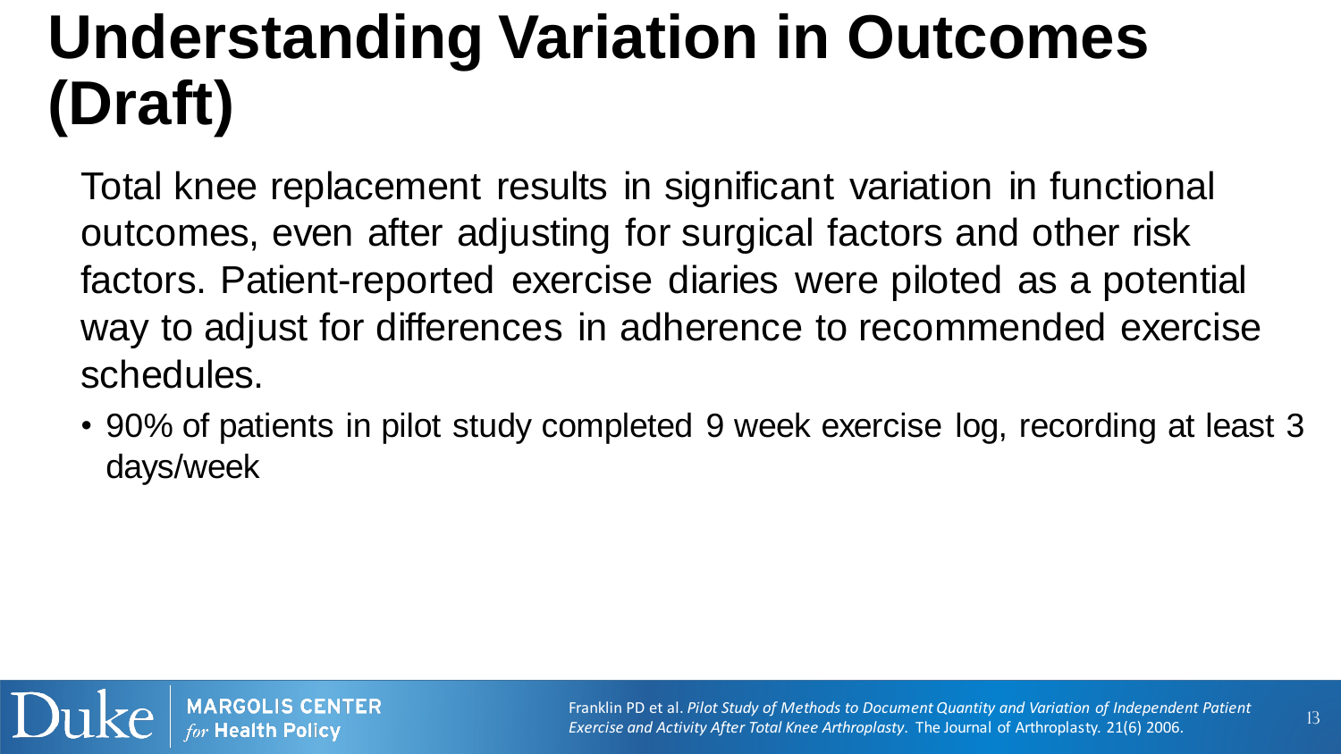# Understanding Variation in Outcomes (Draft)

Total knee replacement results in significant variation in functional outcomes, even after adjusting for surgical factors and other risk factors. Patient-reported exercise diaries were piloted as a potential way to adjust for differences in adherence to recommended exercise schedules.

- 90% of patients in pilot study completed 9 week exercise log, recording at least 3 days/week

Franklin PD et al. *Pilot Study of Methods to Document Quantity and Variation of Independent Patient Exercise and Activity After Total Knee Arthroplasty*. The Journal of Arthroplasty. 21(6) 2006.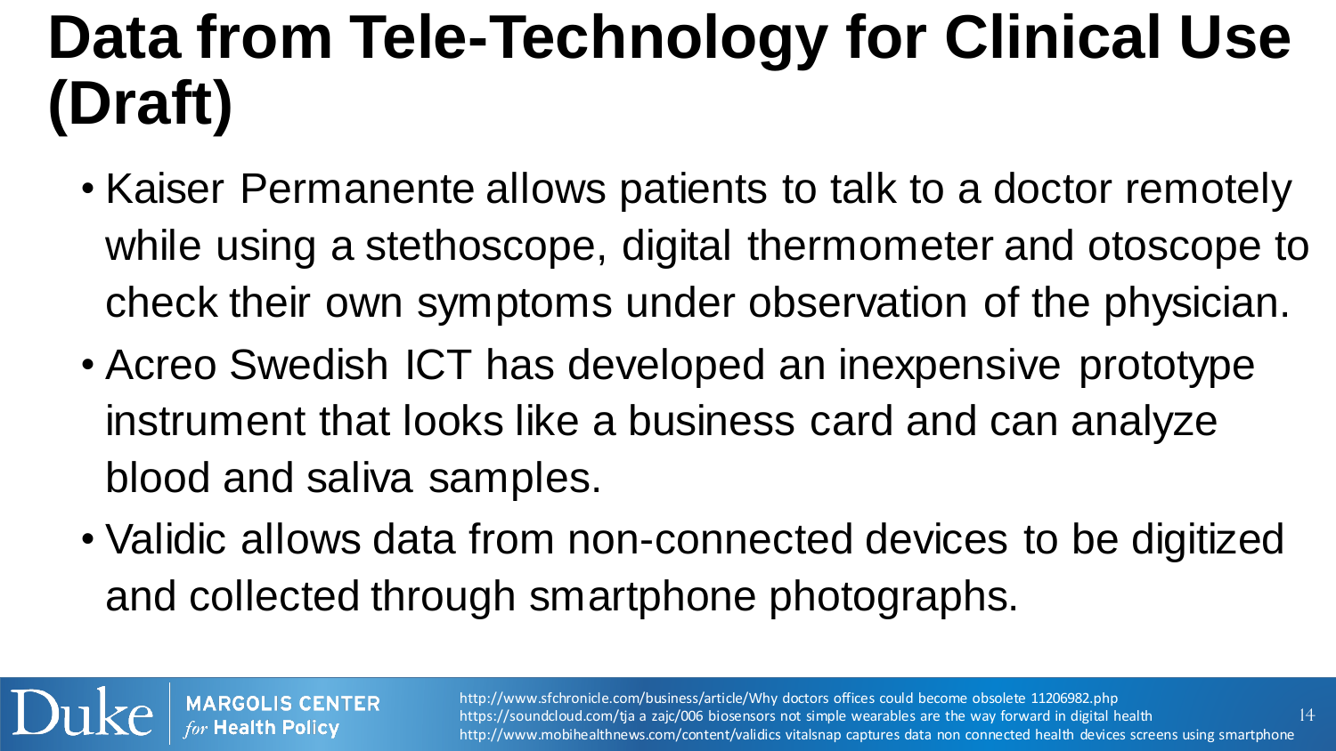# Data from Tele-Technology for Clinical Use (Draft)

- Kaiser Permanente allows patients to talk to a doctor remotely while using a stethoscope, digital thermometer and otoscope to check their own symptoms under observation of the physician.
- Acreo Swedish ICT has developed an inexpensive prototype instrument that looks like a business card and can analyze blood and saliva samples.
- Validic allows data from non-connected devices to be digitized and collected through smartphone photographs.

http://www.sfchronicle.com/business/article/Why doctors offices could become obsolete 11206982.php
https://soundcloud.com/tja a zajc/006 biosensors not simple wearables are the way forward in digital health
http://www.mobihealthnews.com/content/validics vitalsnap captures data non connected health devices screens using smartphone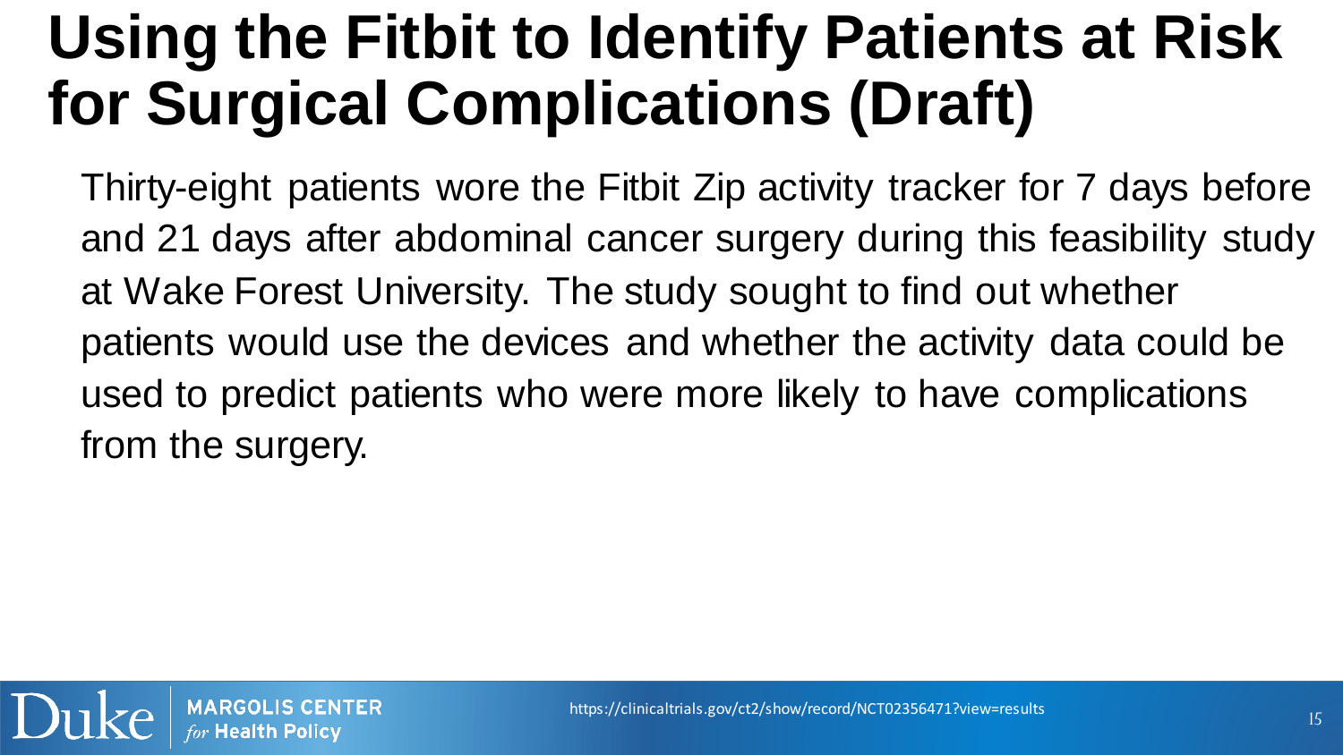# Using the Fitbit to Identify Patients at Risk for Surgical Complications (Draft)

Thirty-eight patients wore the Fitbit Zip activity tracker for 7 days before and 21 days after abdominal cancer surgery during this feasibility study at Wake Forest University. The study sought to find out whether patients would use the devices and whether the activity data could be used to predict patients who were more likely to have complications from the surgery.

https://clinicaltrials.gov/ct2/show/record/NCT02356471?view=results